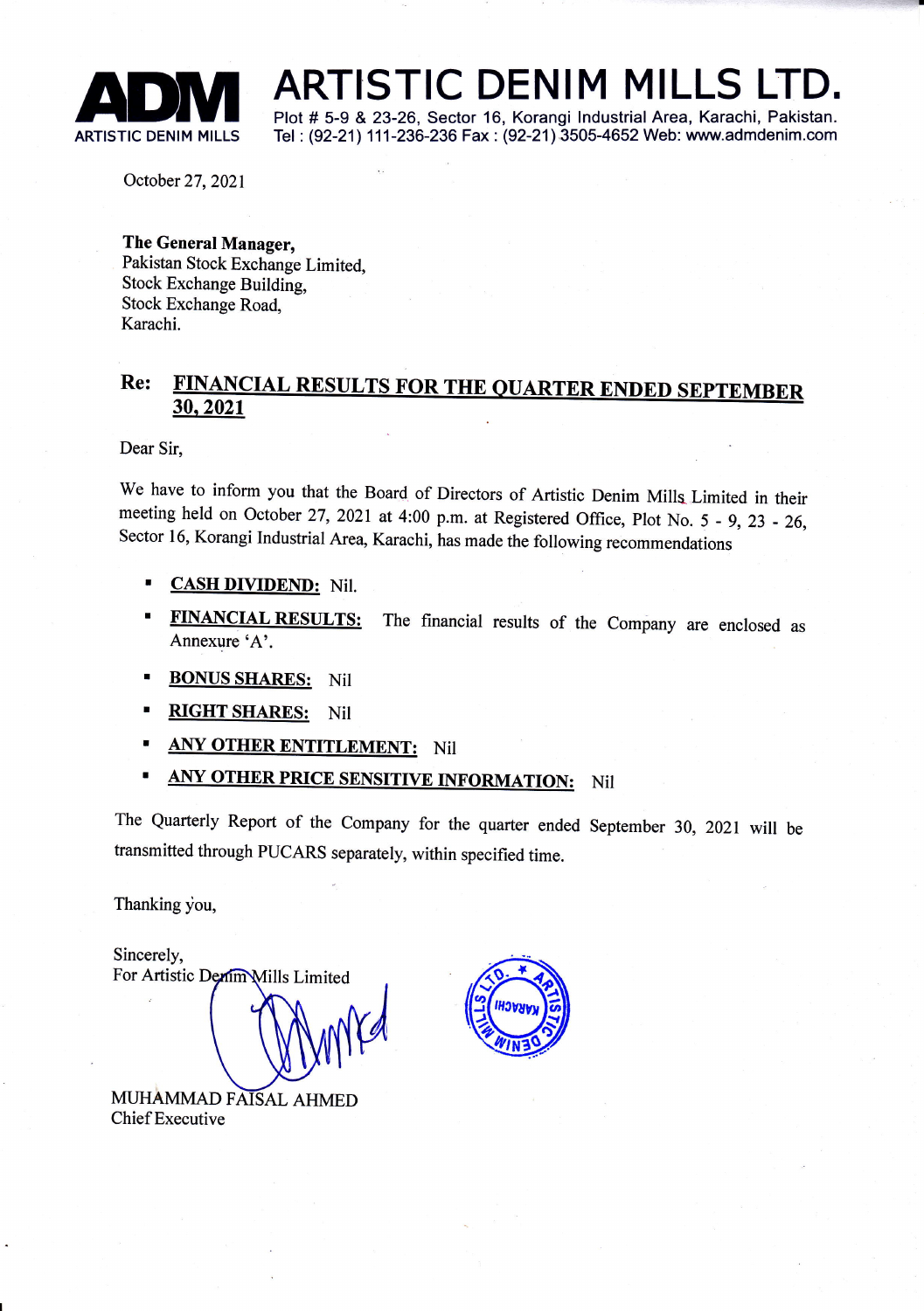# ARTISTIC DENIM MILLS LTD.

Plot # 5-9 & 23-26, Sector 16, Korangi Industrial Area, Karachi, Pakistan.
Tel : (92-21) 111-236-236 Fax : (92-21) 3505-4652 Web: www.admdenim.com

October 27, 2021

**The General Manager,**
Pakistan Stock Exchange Limited,
Stock Exchange Building,
Stock Exchange Road,
Karachi.

**Re: FINANCIAL RESULTS FOR THE QUARTER ENDED SEPTEMBER 30, 2021**

Dear Sir,

We have to inform you that the Board of Directors of Artistic Denim Mills Limited in their meeting held on October 27, 2021 at 4:00 p.m. at Registered Office, Plot No. 5 - 9, 23 - 26, Sector 16, Korangi Industrial Area, Karachi, has made the following recommendations

- **CASH DIVIDEND:** Nil.
- **FINANCIAL RESULTS:** The financial results of the Company are enclosed as Annexure 'A'.
- **BONUS SHARES:** Nil
- **RIGHT SHARES:** Nil
- **ANY OTHER ENTITLEMENT:** Nil
- **ANY OTHER PRICE SENSITIVE INFORMATION:** Nil

The Quarterly Report of the Company for the quarter ended September 30, 2021 will be transmitted through PUCARS separately, within specified time.

Thanking you,

Sincerely,
For Artistic Denim Mills Limited

MUHAMMAD FAISAL AHMED
Chief Executive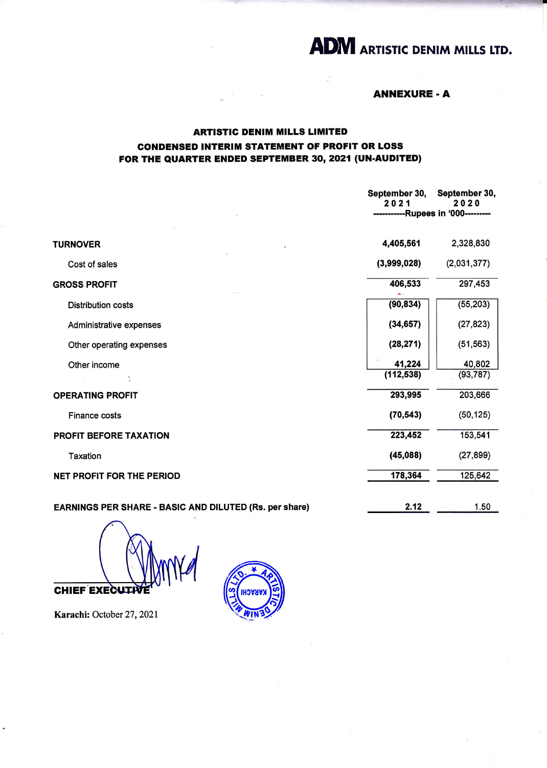**ADM ARTISTIC DENIM MILLS LTD.**

**ANNEXURE - A**

## ARTISTIC DENIM MILLS LIMITED

### CONDENSED INTERIM STATEMENT OF PROFIT OR LOSS
### FOR THE QUARTER ENDED SEPTEMBER 30, 2021 (UN-AUDITED)

| | September 30, 2021 | September 30, 2020 |
|---|---|---|
| | -----------Rupees in '000--------- | |
| **TURNOVER** | **4,405,561** | 2,328,830 |
| Cost of sales | **(3,999,028)** | (2,031,377) |
| **GROSS PROFIT** | **406,533** | 297,453 |
| Distribution costs | **(90,834)** | (55,203) |
| Administrative expenses | **(34,657)** | (27,823) |
| Other operating expenses | **(28,271)** | (51,563) |
| Other income | **41,224** | 40,802 |
| | **(112,538)** | (93,787) |
| **OPERATING PROFIT** | **293,995** | 203,666 |
| Finance costs | **(70,543)** | (50,125) |
| **PROFIT BEFORE TAXATION** | **223,452** | 153,541 |
| Taxation | **(45,088)** | (27,899) |
| **NET PROFIT FOR THE PERIOD** | **178,364** | 125,642 |
| **EARNINGS PER SHARE - BASIC AND DILUTED (Rs. per share)** | **2.12** | 1.50 |

**CHIEF EXECUTIVE**

**Karachi:** October 27, 2021